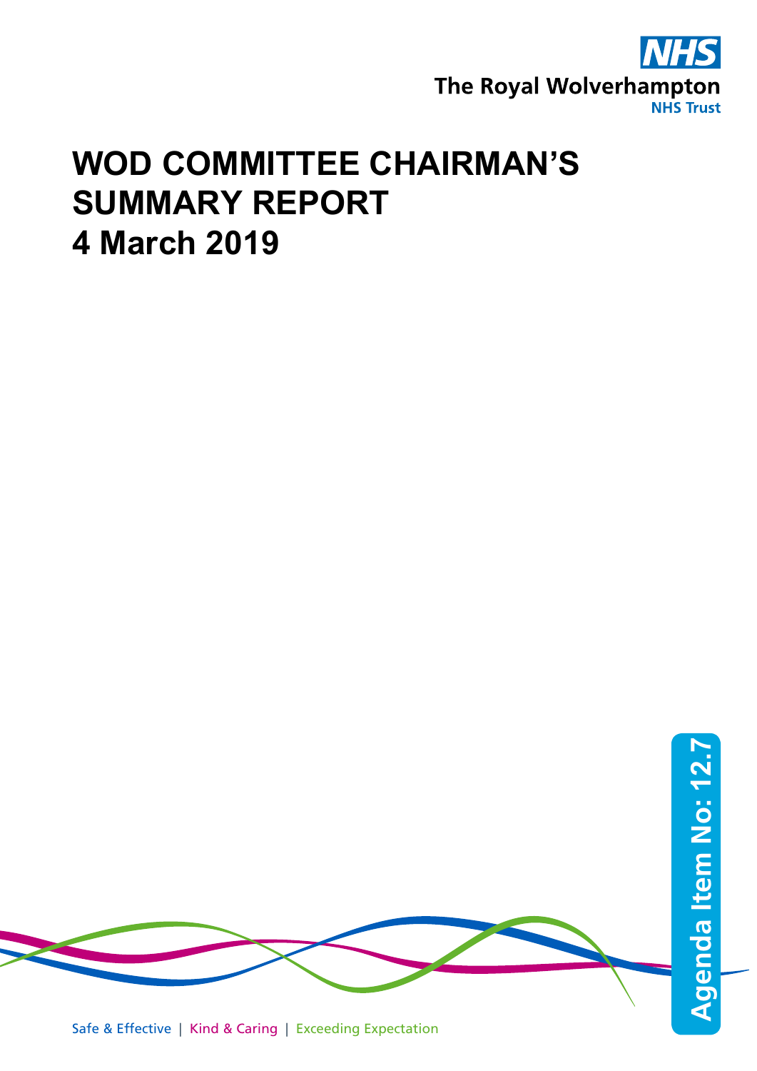The Royal Wolverhampton
NHS Trust

# WOD COMMITTEE CHAIRMAN'S SUMMARY REPORT
# 4 March 2019

Agenda Item No: 12.7

Safe & Effective | Kind & Caring | Exceeding Expectation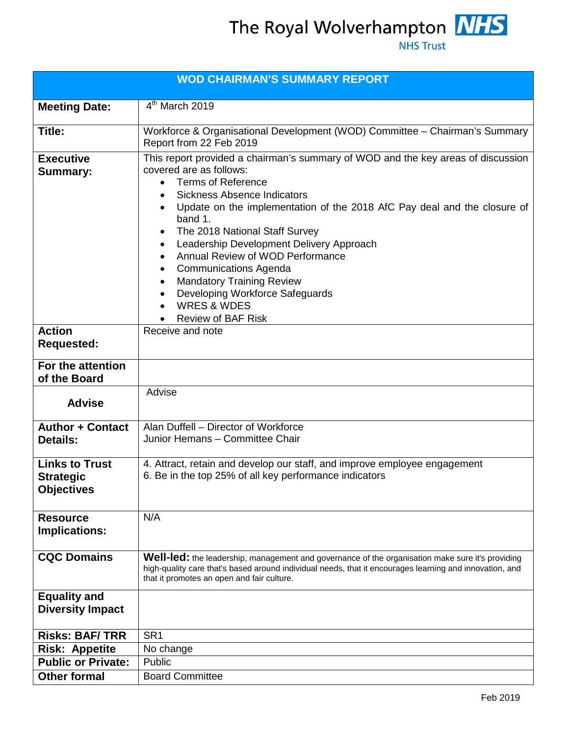The Royal Wolverhampton **NHS**
NHS Trust

| WOD CHAIRMAN'S SUMMARY REPORT | |
|---|---|
| **Meeting Date:** | 4th March 2019 |
| **Title:** | Workforce & Organisational Development (WOD) Committee – Chairman's Summary Report from 22 Feb 2019 |
| **Executive Summary:** | This report provided a chairman's summary of WOD and the key areas of discussion covered are as follows:<br>• Terms of Reference<br>• Sickness Absence Indicators<br>• Update on the implementation of the 2018 AfC Pay deal and the closure of band 1.<br>• The 2018 National Staff Survey<br>• Leadership Development Delivery Approach<br>• Annual Review of WOD Performance<br>• Communications Agenda<br>• Mandatory Training Review<br>• Developing Workforce Safeguards<br>• WRES & WDES<br>• Review of BAF Risk |
| **Action Requested:** | Receive and note |
| **For the attention of the Board** | |
| **Advise** | Advise |
| **Author + Contact Details:** | Alan Duffell – Director of Workforce<br>Junior Hemans – Committee Chair |
| **Links to Trust Strategic Objectives** | 4. Attract, retain and develop our staff, and improve employee engagement<br>6. Be in the top 25% of all key performance indicators |
| **Resource Implications:** | N/A |
| **CQC Domains** | **Well-led:** the leadership, management and governance of the organisation make sure it's providing high-quality care that's based around individual needs, that it encourages learning and innovation, and that it promotes an open and fair culture. |
| **Equality and Diversity Impact** | |
| **Risks: BAF/ TRR** | SR1 |
| **Risk: Appetite** | No change |
| **Public or Private:** | Public |
| **Other formal** | Board Committee |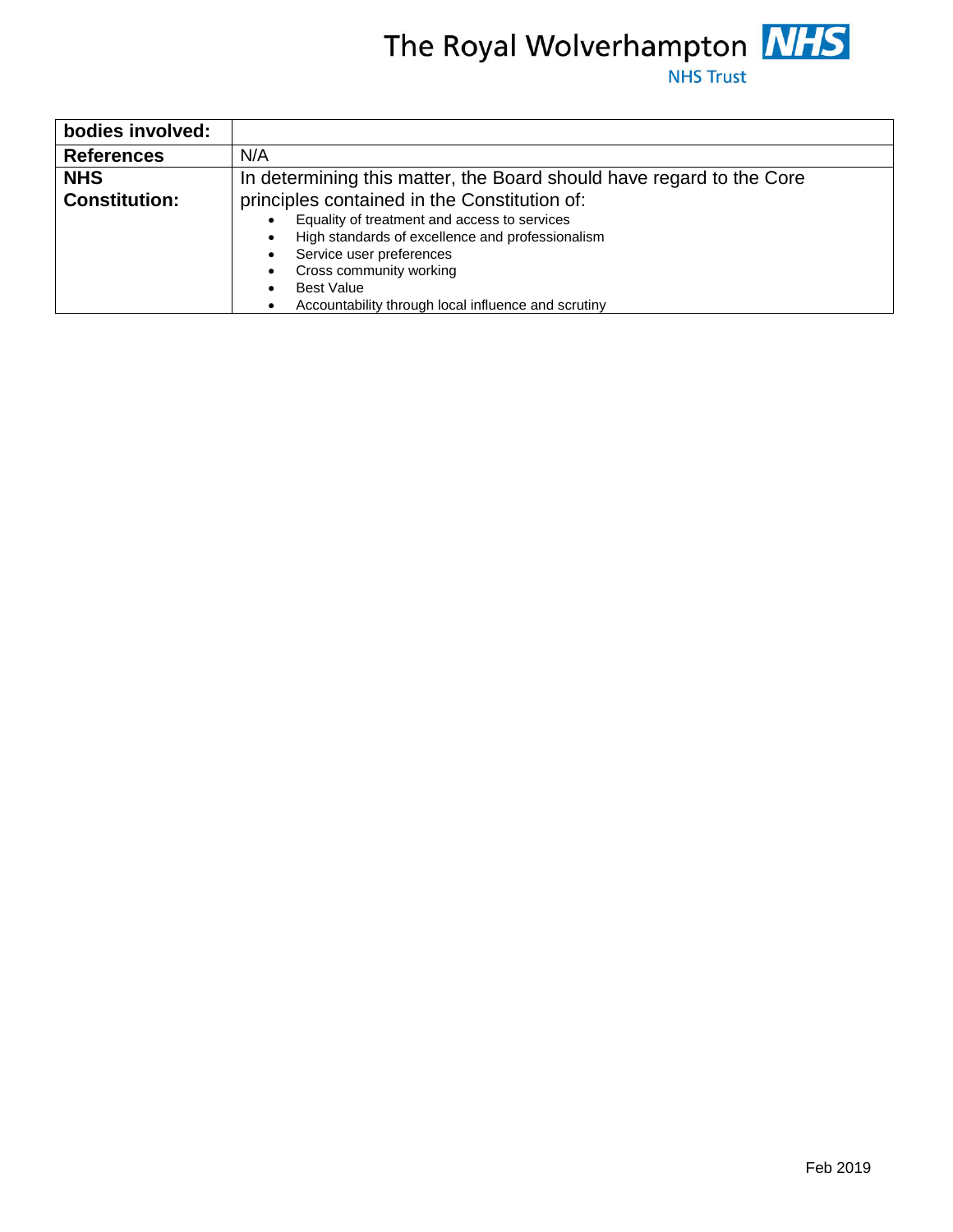| bodies involved: | |
|---|---|
| **References** | N/A |
| **NHS Constitution:** | In determining this matter, the Board should have regard to the Core principles contained in the Constitution of:<br>• Equality of treatment and access to services<br>• High standards of excellence and professionalism<br>• Service user preferences<br>• Cross community working<br>• Best Value<br>• Accountability through local influence and scrutiny |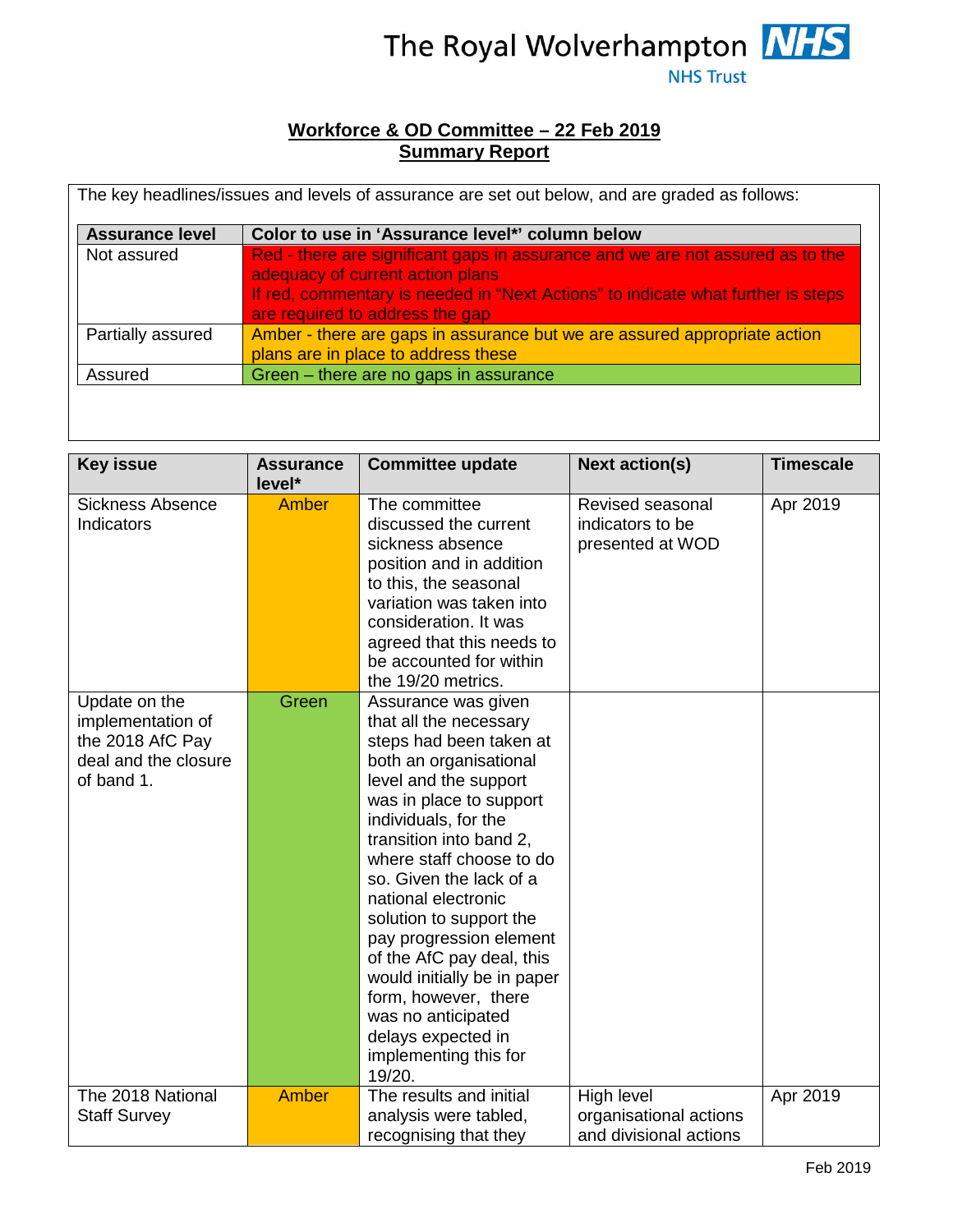# Workforce & OD Committee – 22 Feb 2019
## Summary Report

The key headlines/issues and levels of assurance are set out below, and are graded as follows:

| Assurance level | Color to use in 'Assurance level*' column below |
|---|---|
| Not assured | Red - there are significant gaps in assurance and we are not assured as to the adequacy of current action plans<br>If red, commentary is needed in "Next Actions" to indicate what further is steps are required to address the gap |
| Partially assured | Amber - there are gaps in assurance but we are assured appropriate action plans are in place to address these |
| Assured | Green – there are no gaps in assurance |

| Key issue | Assurance level* | Committee update | Next action(s) | Timescale |
|---|---|---|---|---|
| Sickness Absence Indicators | Amber | The committee discussed the current sickness absence position and in addition to this, the seasonal variation was taken into consideration. It was agreed that this needs to be accounted for within the 19/20 metrics. | Revised seasonal indicators to be presented at WOD | Apr 2019 |
| Update on the implementation of the 2018 AfC Pay deal and the closure of band 1. | Green | Assurance was given that all the necessary steps had been taken at both an organisational level and the support was in place to support individuals, for the transition into band 2, where staff choose to do so. Given the lack of a national electronic solution to support the pay progression element of the AfC pay deal, this would initially be in paper form, however, there was no anticipated delays expected in implementing this for 19/20. | | |
| The 2018 National Staff Survey | Amber | The results and initial analysis were tabled, recognising that they | High level organisational actions and divisional actions | Apr 2019 |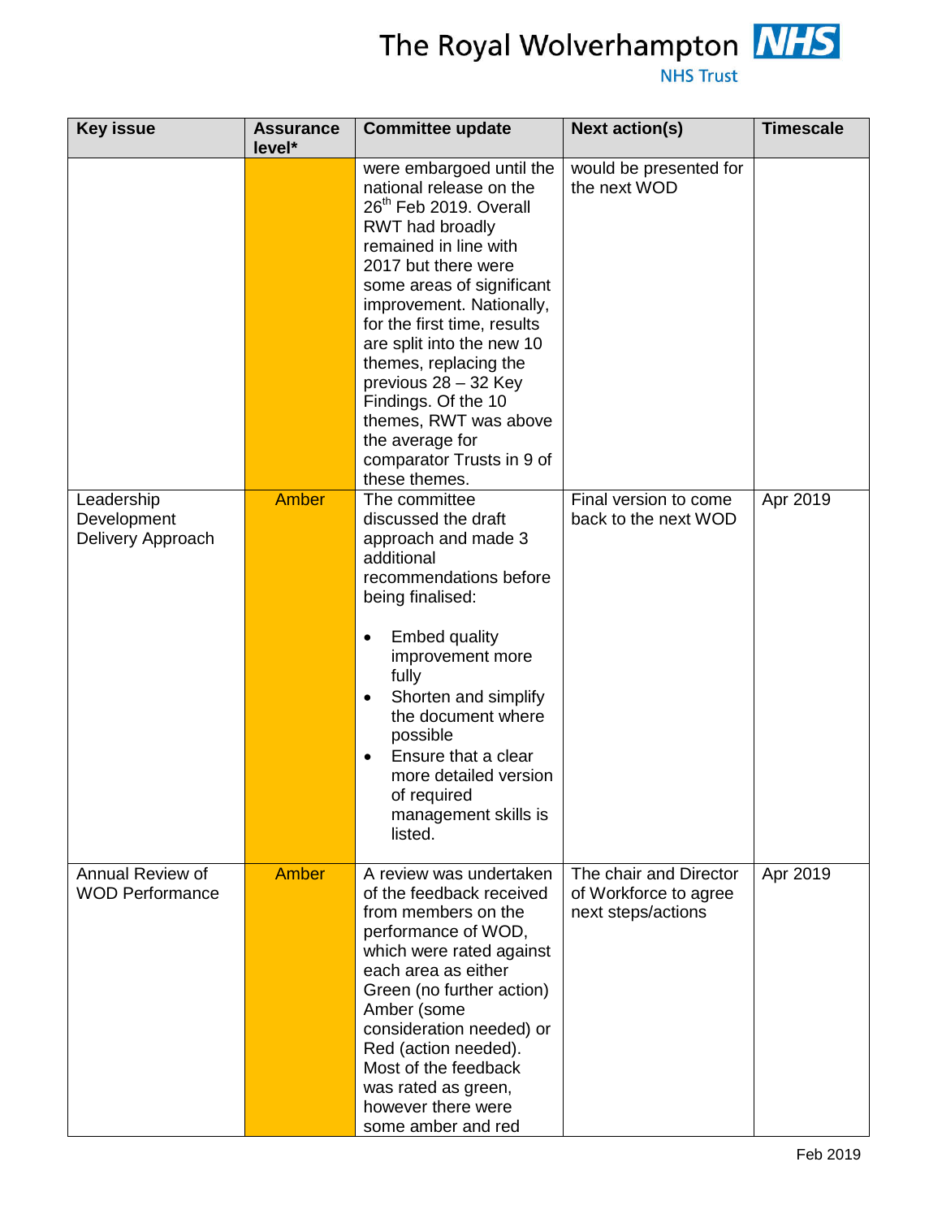| Key issue | Assurance level* | Committee update | Next action(s) | Timescale |
|---|---|---|---|---|
| | | were embargoed until the national release on the 26th Feb 2019. Overall RWT had broadly remained in line with 2017 but there were some areas of significant improvement. Nationally, for the first time, results are split into the new 10 themes, replacing the previous 28 – 32 Key Findings. Of the 10 themes, RWT was above the average for comparator Trusts in 9 of these themes. | would be presented for the next WOD | |
| Leadership Development Delivery Approach | Amber | The committee discussed the draft approach and made 3 additional recommendations before being finalised:<br>• Embed quality improvement more fully<br>• Shorten and simplify the document where possible<br>• Ensure that a clear more detailed version of required management skills is listed. | Final version to come back to the next WOD | Apr 2019 |
| Annual Review of WOD Performance | Amber | A review was undertaken of the feedback received from members on the performance of WOD, which were rated against each area as either Green (no further action) Amber (some consideration needed) or Red (action needed). Most of the feedback was rated as green, however there were some amber and red | The chair and Director of Workforce to agree next steps/actions | Apr 2019 |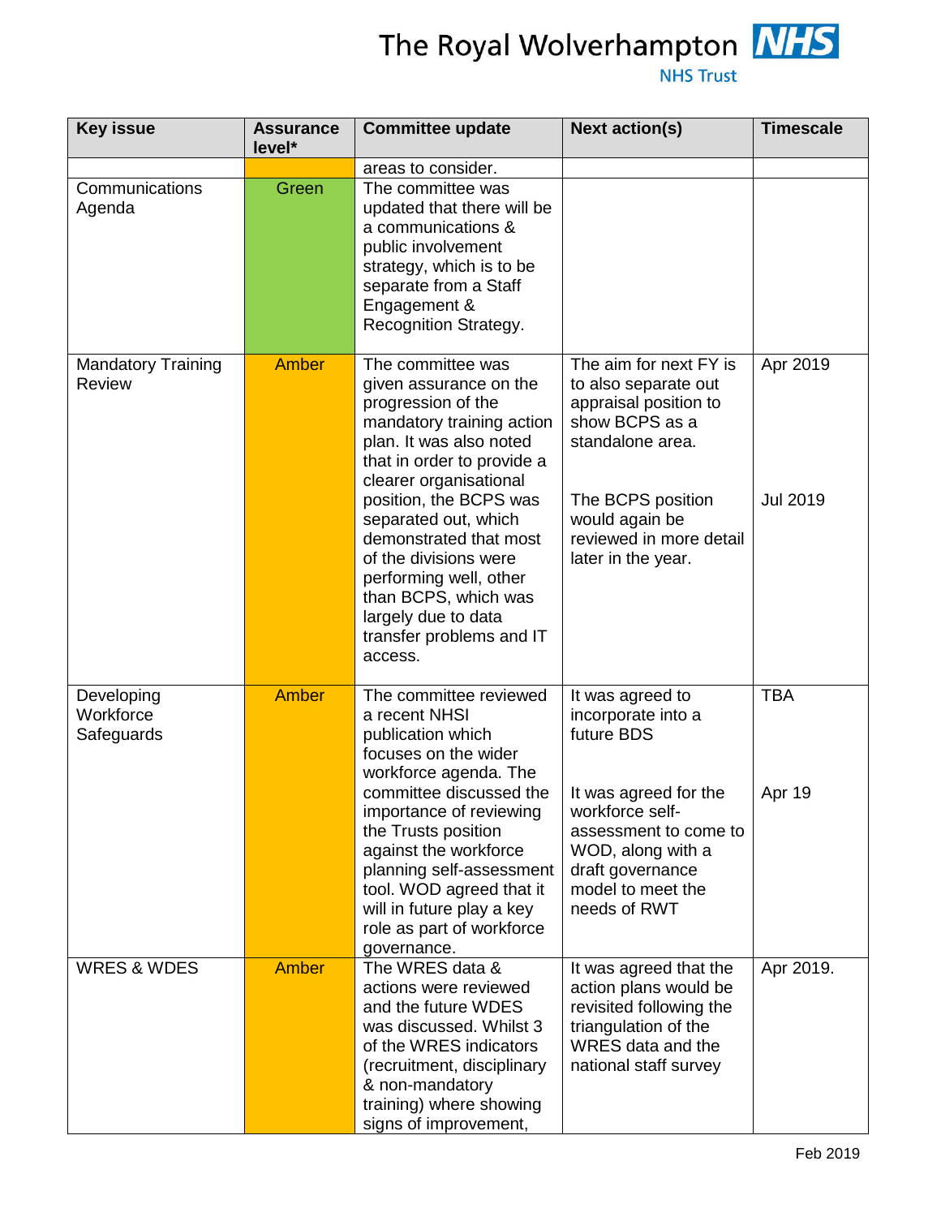| Key issue | Assurance level* | Committee update | Next action(s) | Timescale |
|---|---|---|---|---|
| | | areas to consider. | | |
| Communications Agenda | Green | The committee was updated that there will be a communications & public involvement strategy, which is to be separate from a Staff Engagement & Recognition Strategy. | | |
| Mandatory Training Review | Amber | The committee was given assurance on the progression of the mandatory training action plan. It was also noted that in order to provide a clearer organisational position, the BCPS was separated out, which demonstrated that most of the divisions were performing well, other than BCPS, which was largely due to data transfer problems and IT access. | The aim for next FY is to also separate out appraisal position to show BCPS as a standalone area.<br><br>The BCPS position would again be reviewed in more detail later in the year. | Apr 2019<br><br>Jul 2019 |
| Developing Workforce Safeguards | Amber | The committee reviewed a recent NHSI publication which focuses on the wider workforce agenda. The committee discussed the importance of reviewing the Trusts position against the workforce planning self-assessment tool. WOD agreed that it will in future play a key role as part of workforce governance. | It was agreed to incorporate into a future BDS<br><br>It was agreed for the workforce self-assessment to come to WOD, along with a draft governance model to meet the needs of RWT | TBA<br><br>Apr 19 |
| WRES & WDES | Amber | The WRES data & actions were reviewed and the future WDES was discussed. Whilst 3 of the WRES indicators (recruitment, disciplinary & non-mandatory training) where showing signs of improvement, | It was agreed that the action plans would be revisited following the triangulation of the WRES data and the national staff survey | Apr 2019. |

Feb 2019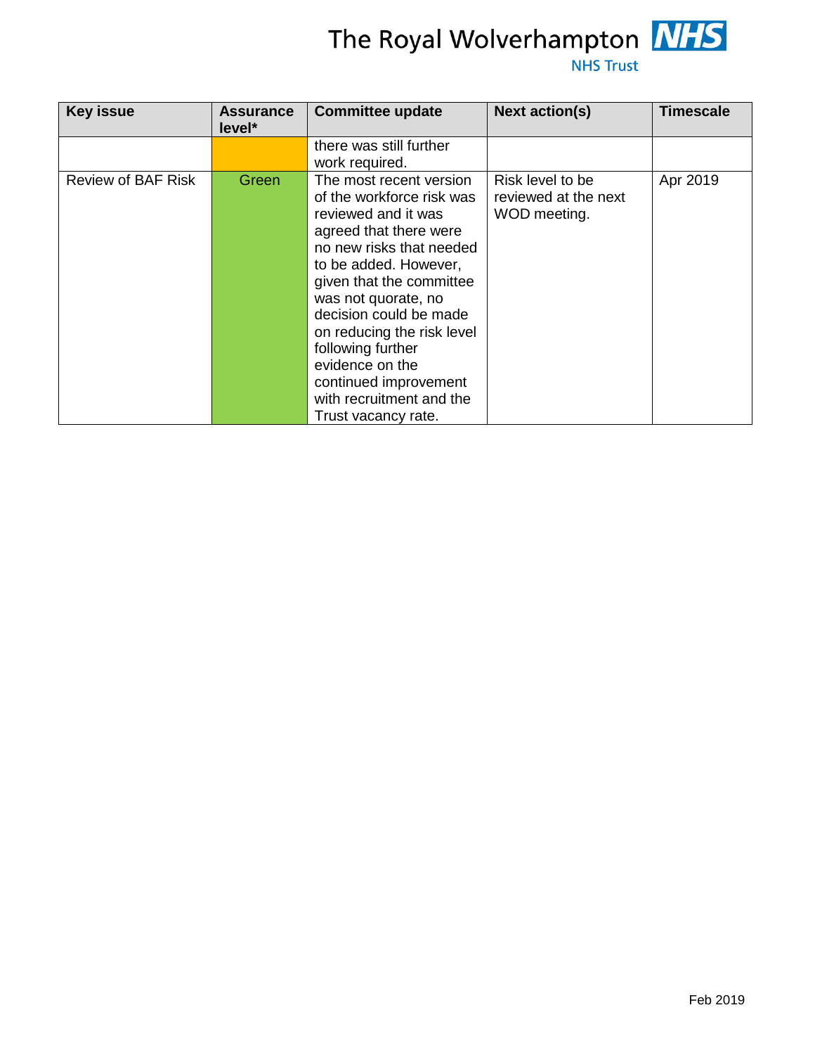| Key issue | Assurance level* | Committee update | Next action(s) | Timescale |
|---|---|---|---|---|
| | | there was still further work required. | | |
| Review of BAF Risk | Green | The most recent version of the workforce risk was reviewed and it was agreed that there were no new risks that needed to be added. However, given that the committee was not quorate, no decision could be made on reducing the risk level following further evidence on the continued improvement with recruitment and the Trust vacancy rate. | Risk level to be reviewed at the next WOD meeting. | Apr 2019 |